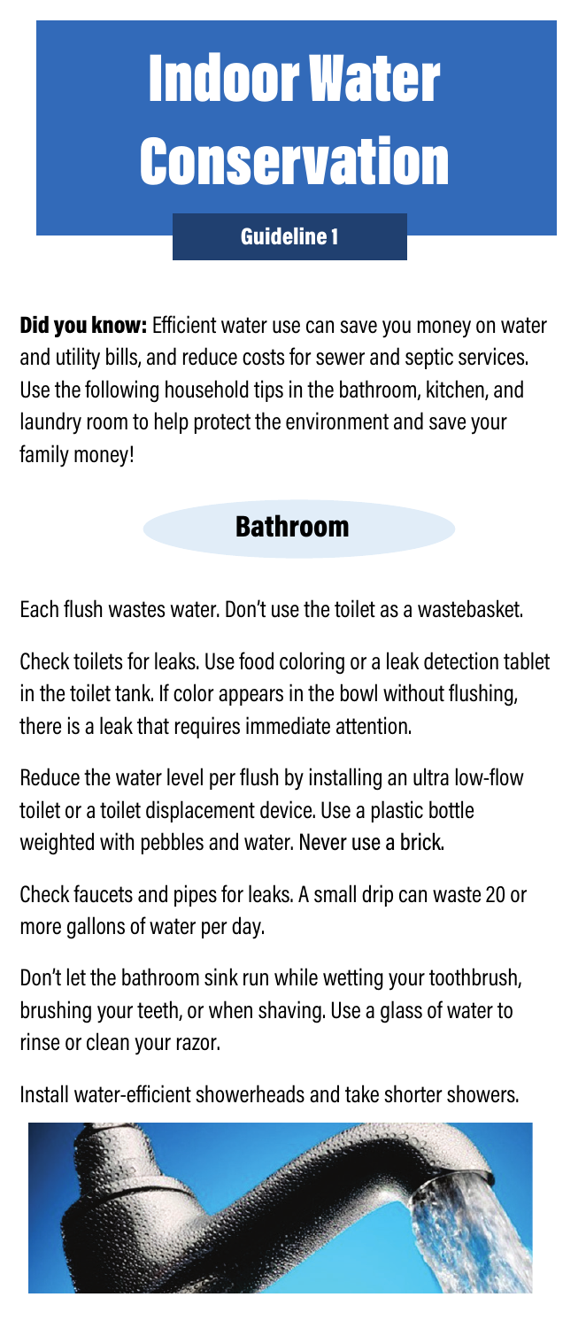# Indoor Water Conservation

**Guideline 1**

**Did you know:** Efficient water use can save you money on water and utility bills, and reduce costs for sewer and septic services. Use the following household tips in the bathroom, kitchen, and laundry room to help protect the environment and save your family money!

## Bathroom

Each flush wastes water. Don't use the toilet as a wastebasket.

Check toilets for leaks. Use food coloring or a leak detection tablet in the toilet tank. If color appears in the bowl without flushing, there is a leak that requires immediate attention.

Reduce the water level per flush by installing an ultra low-flow toilet or a toilet displacement device. Use a plastic bottle weighted with pebbles and water. Never use a brick.

Check faucets and pipes for leaks. A small drip can waste 20 or more gallons of water per day.

Don't let the bathroom sink run while wetting your toothbrush, brushing your teeth, or when shaving. Use a glass of water to rinse or clean your razor.

Install water-efficient showerheads and take shorter showers.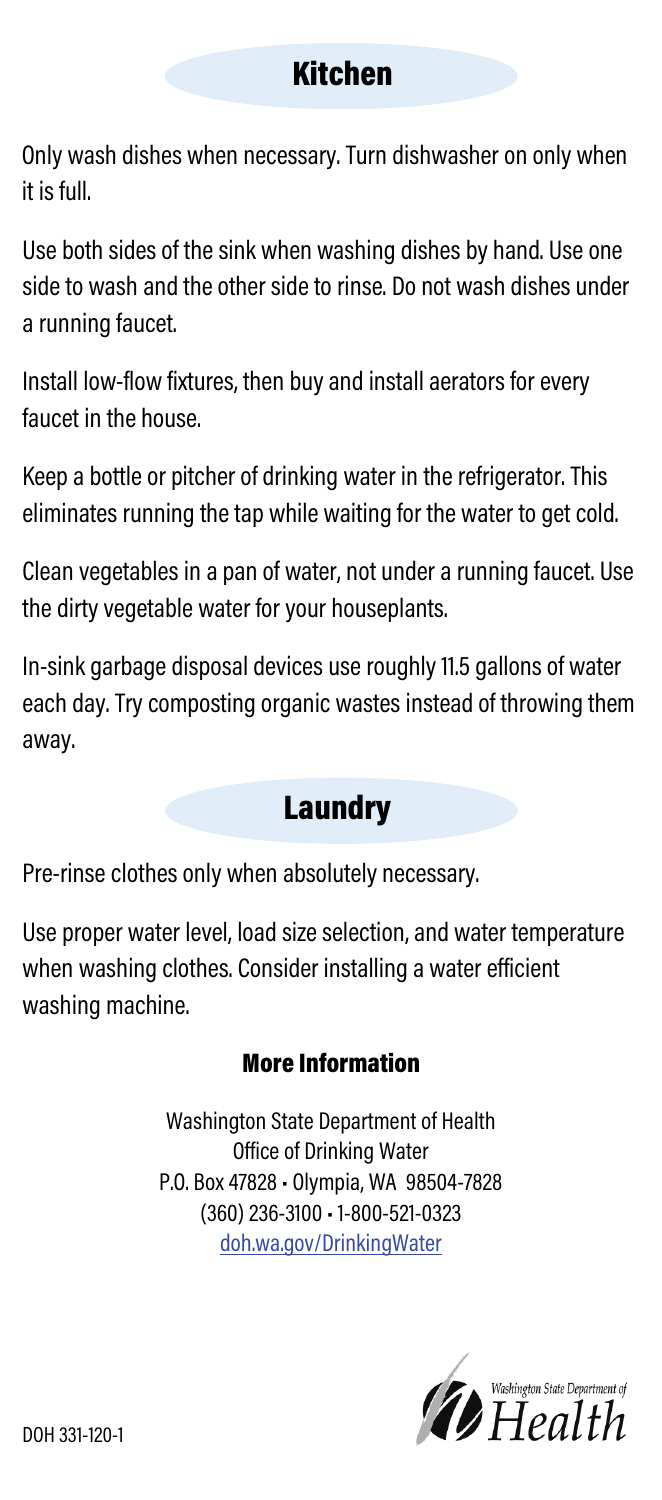## Kitchen

Only wash dishes when necessary. Turn dishwasher on only when it is full.

Use both sides of the sink when washing dishes by hand. Use one side to wash and the other side to rinse. Do not wash dishes under a running faucet.

Install low-flow fixtures, then buy and install aerators for every faucet in the house.

Keep a bottle or pitcher of drinking water in the refrigerator. This eliminates running the tap while waiting for the water to get cold.

Clean vegetables in a pan of water, not under a running faucet. Use the dirty vegetable water for your houseplants.

In-sink garbage disposal devices use roughly 11.5 gallons of water each day. Try composting organic wastes instead of throwing them away.

## Laundry

Pre-rinse clothes only when absolutely necessary.

Use proper water level, load size selection, and water temperature when washing clothes. Consider installing a water efficient washing machine.

### More Information

Washington State Department of Health
Office of Drinking Water
P.O. Box 47828 • Olympia, WA 98504-7828
(360) 236-3100 • 1-800-521-0323
[doh.wa.gov/DrinkingWater](doh.wa.gov/DrinkingWater)

Washington State Department of Health

DOH 331-120-1